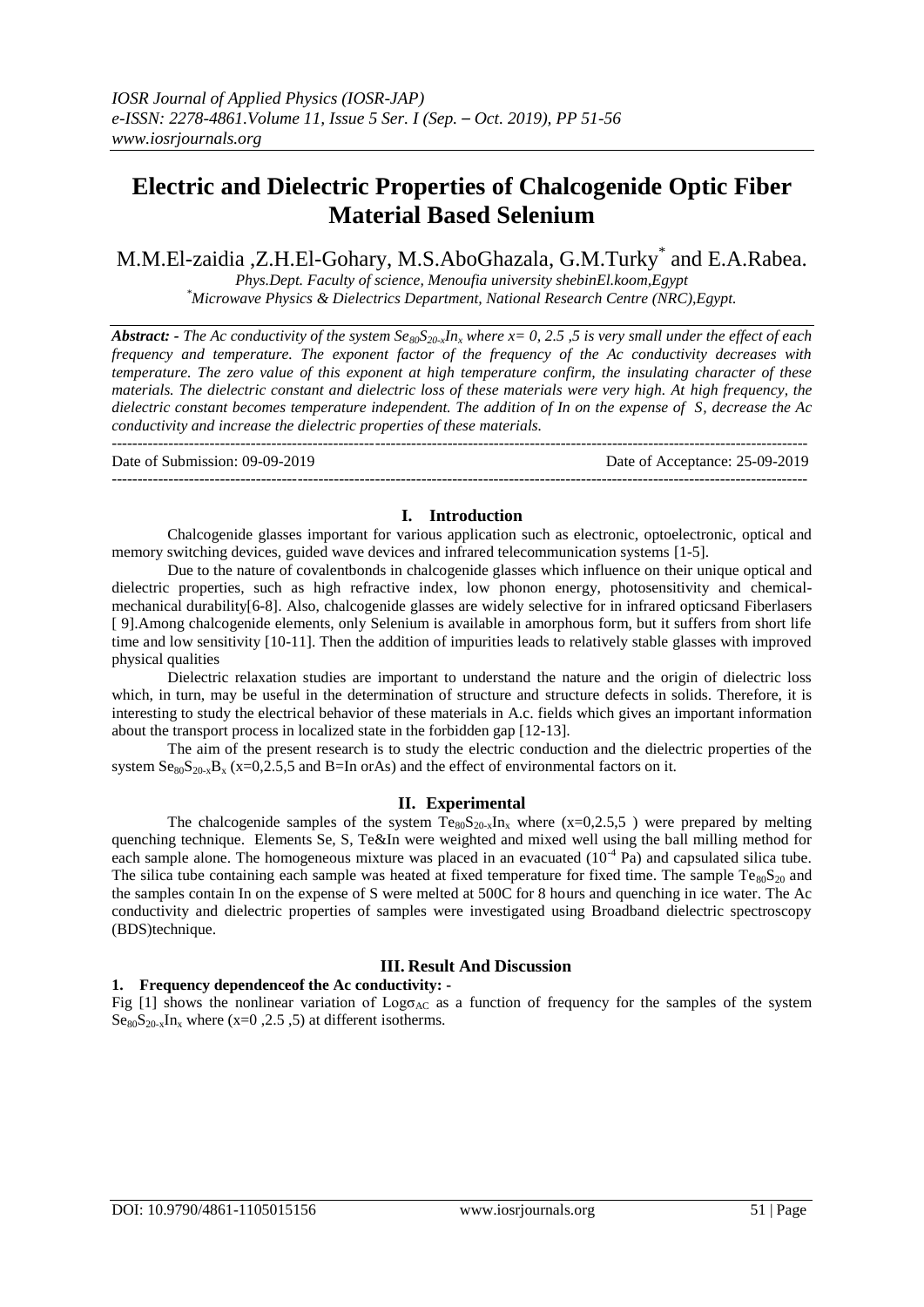# Electric and Dielectric Properties of Chalcogenide Optic Fiber Material Based Selenium

M.M.El-zaidia ,Z.H.El-Gohary, M.S.AboGhazala, G.M.Turky[*] and E.A.Rabea.

*Phys.Dept. Faculty of science, Menoufia university shebinEl.koom,Egypt*
*[*]Microwave Physics & Dielectrics Department, National Research Centre (NRC),Egypt.*

***Abstract: -*** *The Ac conductivity of the system $Se_{80}S_{20-x}In_x$ where x= 0, 2.5 ,5 is very small under the effect of each frequency and temperature. The exponent factor of the frequency of the Ac conductivity decreases with temperature. The zero value of this exponent at high temperature confirm, the insulating character of these materials. The dielectric constant and dielectric loss of these materials were very high. At high frequency, the dielectric constant becomes temperature independent. The addition of In on the expense of S, decrease the Ac conductivity and increase the dielectric properties of these materials.*

---

Date of Submission: 09-09-2019 Date of Acceptance: 25-09-2019

---

## I. Introduction

Chalcogenide glasses important for various application such as electronic, optoelectronic, optical and memory switching devices, guided wave devices and infrared telecommunication systems [1-5].

Due to the nature of covalentbonds in chalcogenide glasses which influence on their unique optical and dielectric properties, such as high refractive index, low phonon energy, photosensitivity and chemical-mechanical durability[6-8]. Also, chalcogenide glasses are widely selective for in infrared opticsand Fiberlasers [ 9].Among chalcogenide elements, only Selenium is available in amorphous form, but it suffers from short life time and low sensitivity [10-11]. Then the addition of impurities leads to relatively stable glasses with improved physical qualities

Dielectric relaxation studies are important to understand the nature and the origin of dielectric loss which, in turn, may be useful in the determination of structure and structure defects in solids. Therefore, it is interesting to study the electrical behavior of these materials in A.c. fields which gives an important information about the transport process in localized state in the forbidden gap [12-13].

The aim of the present research is to study the electric conduction and the dielectric properties of the system $Se_{80}S_{20-x}B_x$ (x=0,2.5,5 and B=In orAs) and the effect of environmental factors on it.

## II. Experimental

The chalcogenide samples of the system $Te_{80}S_{20-x}In_x$ where (x=0,2.5,5 ) were prepared by melting quenching technique. Elements Se, S, Te&In were weighted and mixed well using the ball milling method for each sample alone. The homogeneous mixture was placed in an evacuated ($10^{-4}$ Pa) and capsulated silica tube. The silica tube containing each sample was heated at fixed temperature for fixed time. The sample $Te_{80}S_{20}$ and the samples contain In on the expense of S were melted at 500C for 8 hours and quenching in ice water. The Ac conductivity and dielectric properties of samples were investigated using Broadband dielectric spectroscopy (BDS)technique.

## III. Result And Discussion

### 1. Frequency dependenceof the Ac conductivity: -

Fig [1] shows the nonlinear variation of $Log\sigma_{AC}$ as a function of frequency for the samples of the system $Se_{80}S_{20-x}In_x$ where (x=0 ,2.5 ,5) at different isotherms.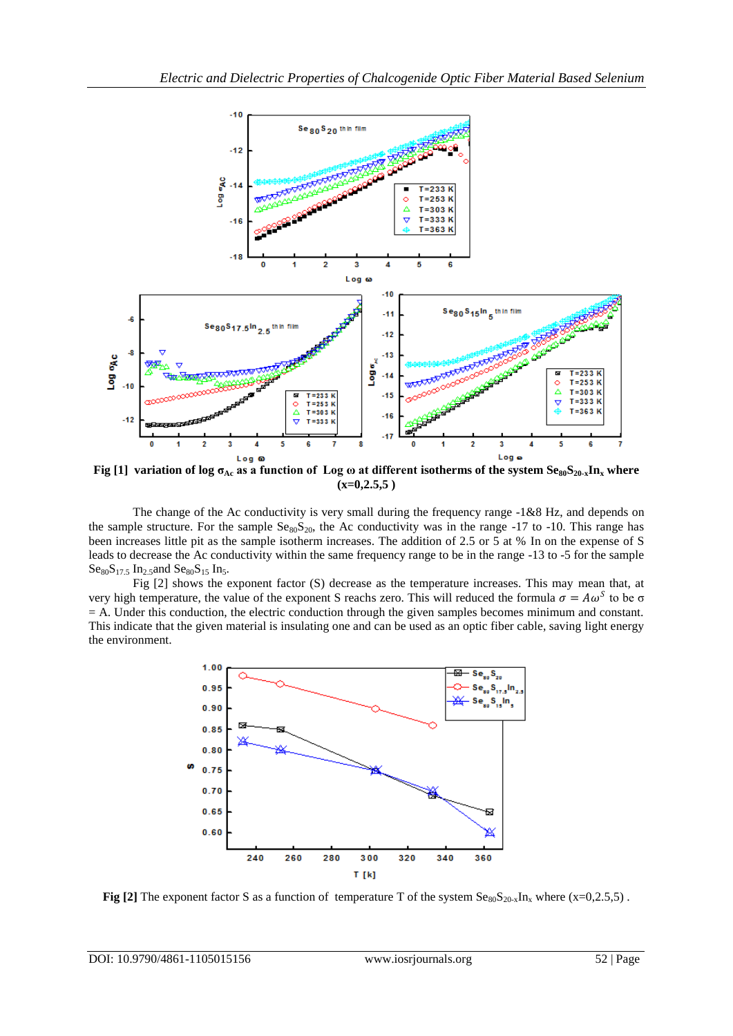**Fig [1] variation of log $\sigma_{Ac}$ as a function of Log ω at different isotherms of the system $Se_{80}S_{20-x}In_x$ where (x=0,2.5,5 )**

The change of the Ac conductivity is very small during the frequency range -1&8 Hz, and depends on the sample structure. For the sample $Se_{80}S_{20}$, the Ac conductivity was in the range -17 to -10. This range has been increases little pit as the sample isotherm increases. The addition of 2.5 or 5 at % In on the expense of S leads to decrease the Ac conductivity within the same frequency range to be in the range -13 to -5 for the sample $Se_{80}S_{17.5}$ $In_{2.5}$and $Se_{80}S_{15}$ $In_5$.

Fig [2] shows the exponent factor (S) decrease as the temperature increases. This may mean that, at very high temperature, the value of the exponent S reachs zero. This will reduced the formula $\sigma = A\omega^S$ to be σ = A. Under this conduction, the electric conduction through the given samples becomes minimum and constant. This indicate that the given material is insulating one and can be used as an optic fiber cable, saving light energy the environment.

**Fig [2]** The exponent factor S as a function of temperature T of the system $Se_{80}S_{20-x}In_x$ where (x=0,2.5,5) .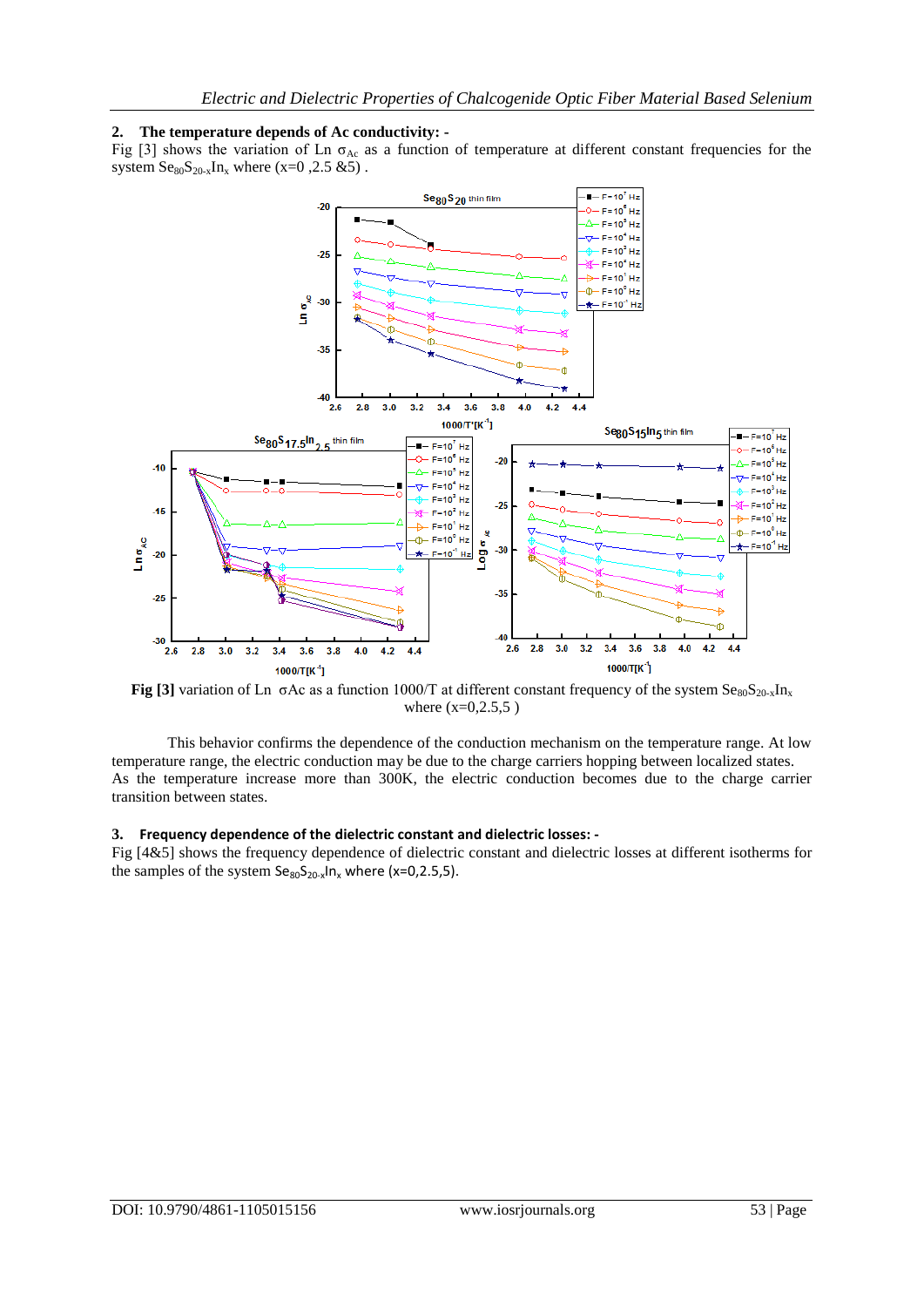## 2. The temperature depends of Ac conductivity: -

Fig [3] shows the variation of Ln $\sigma_{Ac}$ as a function of temperature at different constant frequencies for the system $Se_{80}S_{20-x}In_x$ where (x=0 ,2.5 &5) .

**Fig [3]** variation of Ln $\sigma Ac$ as a function 1000/T at different constant frequency of the system $Se_{80}S_{20-x}In_x$ where (x=0,2.5,5 )

This behavior confirms the dependence of the conduction mechanism on the temperature range. At low temperature range, the electric conduction may be due to the charge carriers hopping between localized states. As the temperature increase more than 300K, the electric conduction becomes due to the charge carrier transition between states.

## 3. Frequency dependence of the dielectric constant and dielectric losses: -

Fig [4&5] shows the frequency dependence of dielectric constant and dielectric losses at different isotherms for the samples of the system $Se_{80}S_{20-x}In_x$ where (x=0,2.5,5).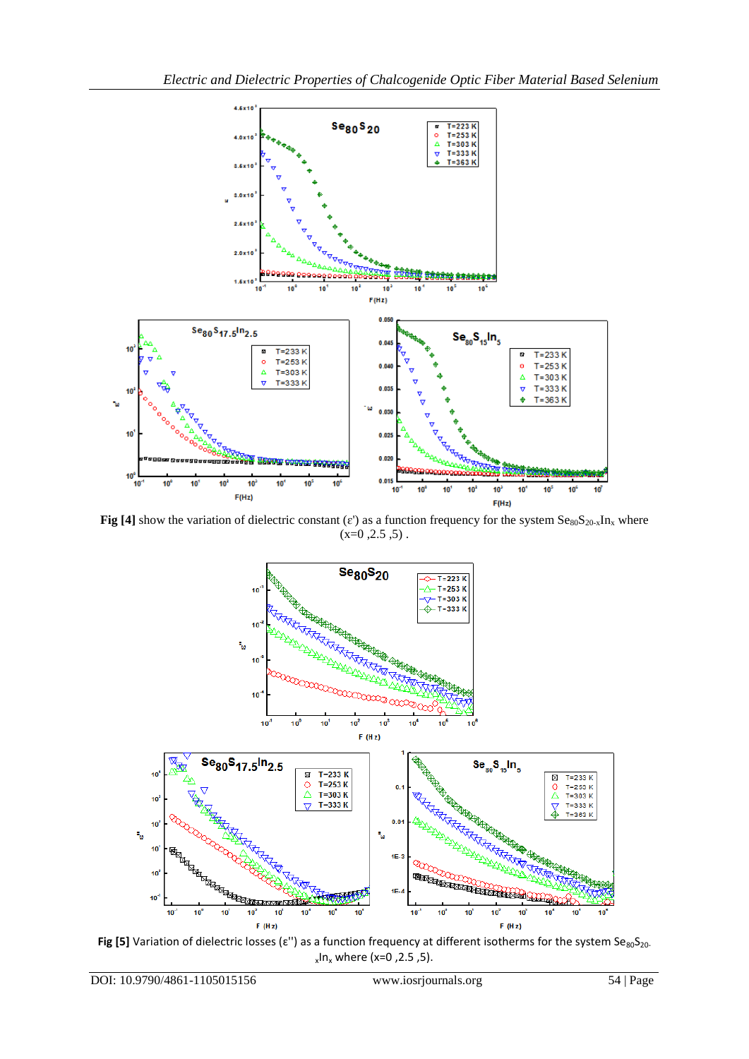**Fig [4]** show the variation of dielectric constant (ε') as a function frequency for the system $Se_{80}S_{20-x}In_x$ where (x=0 ,2.5 ,5) .

**Fig [5]** Variation of dielectric losses (ε'') as a function frequency at different isotherms for the system $Se_{80}S_{20-x}In_x$ where (x=0 ,2.5 ,5).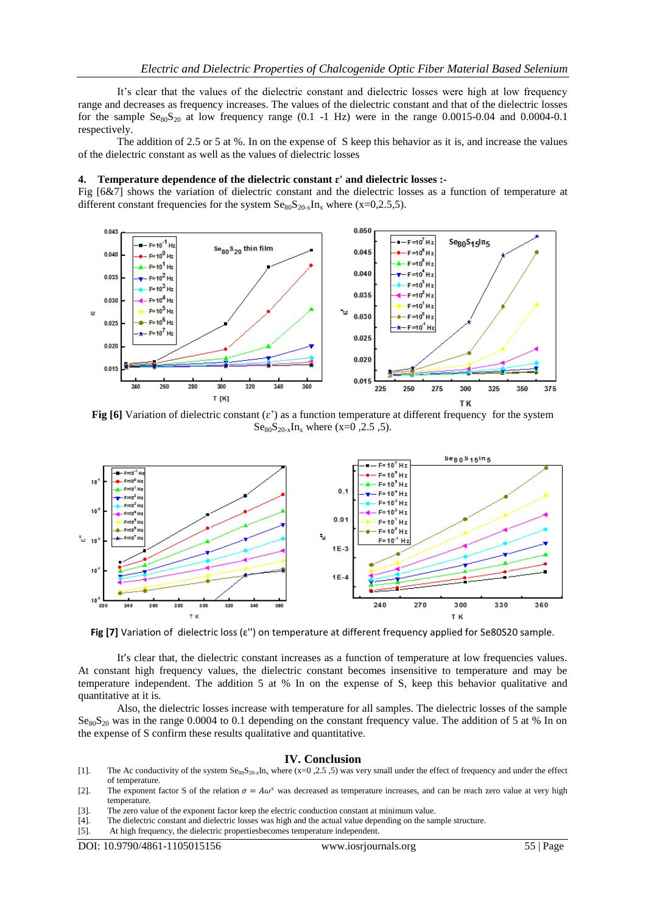It's clear that the values of the dielectric constant and dielectric losses were high at low frequency range and decreases as frequency increases. The values of the dielectric constant and that of the dielectric losses for the sample $Se_{80}S_{20}$ at low frequency range (0.1 -1 Hz) were in the range 0.0015-0.04 and 0.0004-0.1 respectively.

The addition of 2.5 or 5 at %. In on the expense of S keep this behavior as it is, and increase the values of the dielectric constant as well as the values of dielectric losses

**4. Temperature dependence of the dielectric constant ε' and dielectric losses :-**

Fig [6&7] shows the variation of dielectric constant and the dielectric losses as a function of temperature at different constant frequencies for the system $Se_{80}S_{20-x}In_x$ where (x=0,2.5,5).

**Fig [6]** Variation of dielectric constant (ε') as a function temperature at different frequency for the system $Se_{80}S_{20-x}In_x$ where (x=0 ,2.5 ,5).

**Fig [7]** Variation of dielectric loss (ε'') on temperature at different frequency applied for Se80S20 sample.

It's clear that, the dielectric constant increases as a function of temperature at low frequencies values. At constant high frequency values, the dielectric constant becomes insensitive to temperature and may be temperature independent. The addition 5 at % In on the expense of S, keep this behavior qualitative and quantitative at it is.

Also, the dielectric losses increase with temperature for all samples. The dielectric losses of the sample $Se_{80}S_{20}$ was in the range 0.0004 to 0.1 depending on the constant frequency value. The addition of 5 at % In on the expense of S confirm these results qualitative and quantitative.

## IV. Conclusion

[1]. The Ac conductivity of the system $Se_{80}S_{20-x}In_x$ where (x=0 ,2.5 ,5) was very small under the effect of frequency and under the effect of temperature.

[2]. The exponent factor S of the relation $\sigma = A\omega^s$ was decreased as temperature increases, and can be reach zero value at very high temperature.

[3]. The zero value of the exponent factor keep the electric conduction constant at minimum value.

[4]. The dielectric constant and dielectric losses was high and the actual value depending on the sample structure.

[5]. At high frequency, the dielectric propertiesbecomes temperature independent.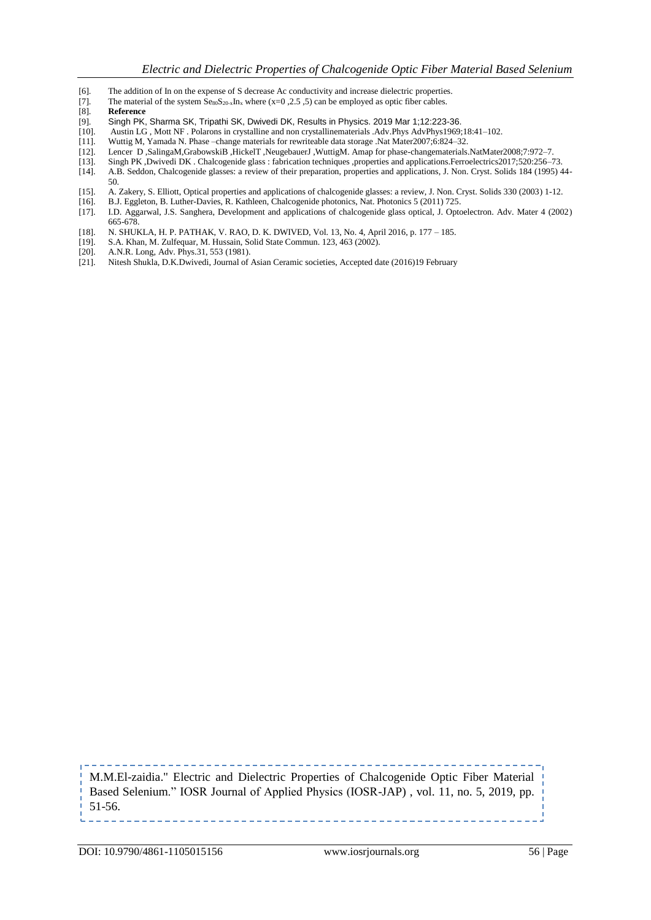[6]. The addition of In on the expense of S decrease Ac conductivity and increase dielectric properties.

[7]. The material of the system $Se_{80}S_{20-x}In_x$ where (x=0 ,2.5 ,5) can be employed as optic fiber cables.

[8]. **Reference**

[9]. Singh PK, Sharma SK, Tripathi SK, Dwivedi DK, Results in Physics. 2019 Mar 1;12:223-36.

[10]. Austin LG , Mott NF . Polarons in crystalline and non crystallinematerials .Adv.Phys AdvPhys1969;18:41–102.

[11]. Wuttig M, Yamada N. Phase –change materials for rewriteable data storage .Nat Mater2007;6:824–32.

[12]. Lencer D ,SalingaM,GrabowskiB ,HickelT ,NeugebauerJ ,WuttigM. Amap for phase-changematerials.NatMater2008;7:972–7.

[13]. Singh PK ,Dwivedi DK . Chalcogenide glass : fabrication techniques ,properties and applications.Ferroelectrics2017;520:256–73.

[14]. A.B. Seddon, Chalcogenide glasses: a review of their preparation, properties and applications, J. Non. Cryst. Solids 184 (1995) 44-50.

[15]. A. Zakery, S. Elliott, Optical properties and applications of chalcogenide glasses: a review, J. Non. Cryst. Solids 330 (2003) 1-12.

[16]. B.J. Eggleton, B. Luther-Davies, R. Kathleen, Chalcogenide photonics, Nat. Photonics 5 (2011) 725.

[17]. I.D. Aggarwal, J.S. Sanghera, Development and applications of chalcogenide glass optical, J. Optoelectron. Adv. Mater 4 (2002) 665-678.

[18]. N. SHUKLA, H. P. PATHAK, V. RAO, D. K. DWIVED, Vol. 13, No. 4, April 2016, p. 177 – 185.

[19]. S.A. Khan, M. Zulfequar, M. Hussain, Solid State Commun. 123, 463 (2002).

[20]. A.N.R. Long, Adv. Phys.31, 553 (1981).

[21]. Nitesh Shukla, D.K.Dwivedi, Journal of Asian Ceramic societies, Accepted date (2016)19 February

M.M.El-zaidia." Electric and Dielectric Properties of Chalcogenide Optic Fiber Material Based Selenium." IOSR Journal of Applied Physics (IOSR-JAP) , vol. 11, no. 5, 2019, pp. 51-56.